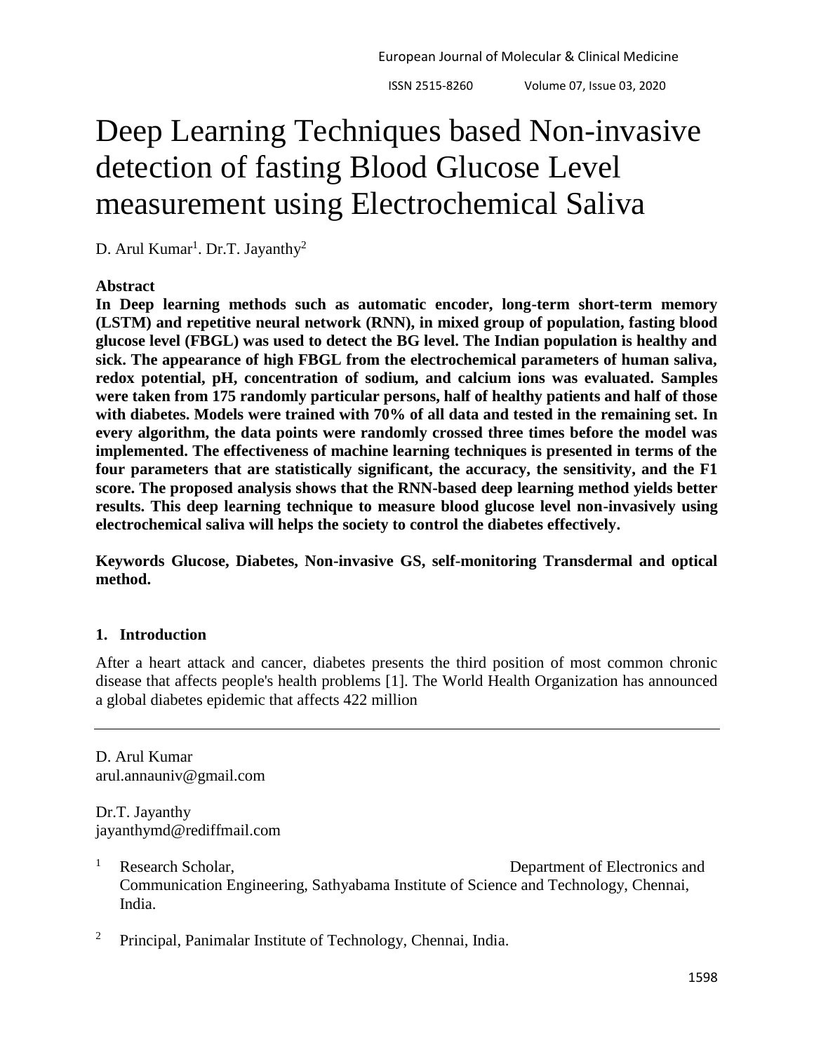# Deep Learning Techniques based Non-invasive detection of fasting Blood Glucose Level measurement using Electrochemical Saliva

D. Arul Kumar[1]. Dr.T. Jayanthy[2]

**Abstract**

**In Deep learning methods such as automatic encoder, long-term short-term memory (LSTM) and repetitive neural network (RNN), in mixed group of population, fasting blood glucose level (FBGL) was used to detect the BG level. The Indian population is healthy and sick. The appearance of high FBGL from the electrochemical parameters of human saliva, redox potential, pH, concentration of sodium, and calcium ions was evaluated. Samples were taken from 175 randomly particular persons, half of healthy patients and half of those with diabetes. Models were trained with 70% of all data and tested in the remaining set. In every algorithm, the data points were randomly crossed three times before the model was implemented. The effectiveness of machine learning techniques is presented in terms of the four parameters that are statistically significant, the accuracy, the sensitivity, and the F1 score. The proposed analysis shows that the RNN-based deep learning method yields better results. This deep learning technique to measure blood glucose level non-invasively using electrochemical saliva will helps the society to control the diabetes effectively.**

**Keywords Glucose, Diabetes, Non-invasive GS, self-monitoring Transdermal and optical method.**

## 1. Introduction

After a heart attack and cancer, diabetes presents the third position of most common chronic disease that affects people's health problems [1]. The World Health Organization has announced a global diabetes epidemic that affects 422 million

---

D. Arul Kumar
arul.annauniv@gmail.com

Dr.T. Jayanthy
jayanthymd@rediffmail.com

[1] Research Scholar, Department of Electronics and Communication Engineering, Sathyabama Institute of Science and Technology, Chennai, India.

[2] Principal, Panimalar Institute of Technology, Chennai, India.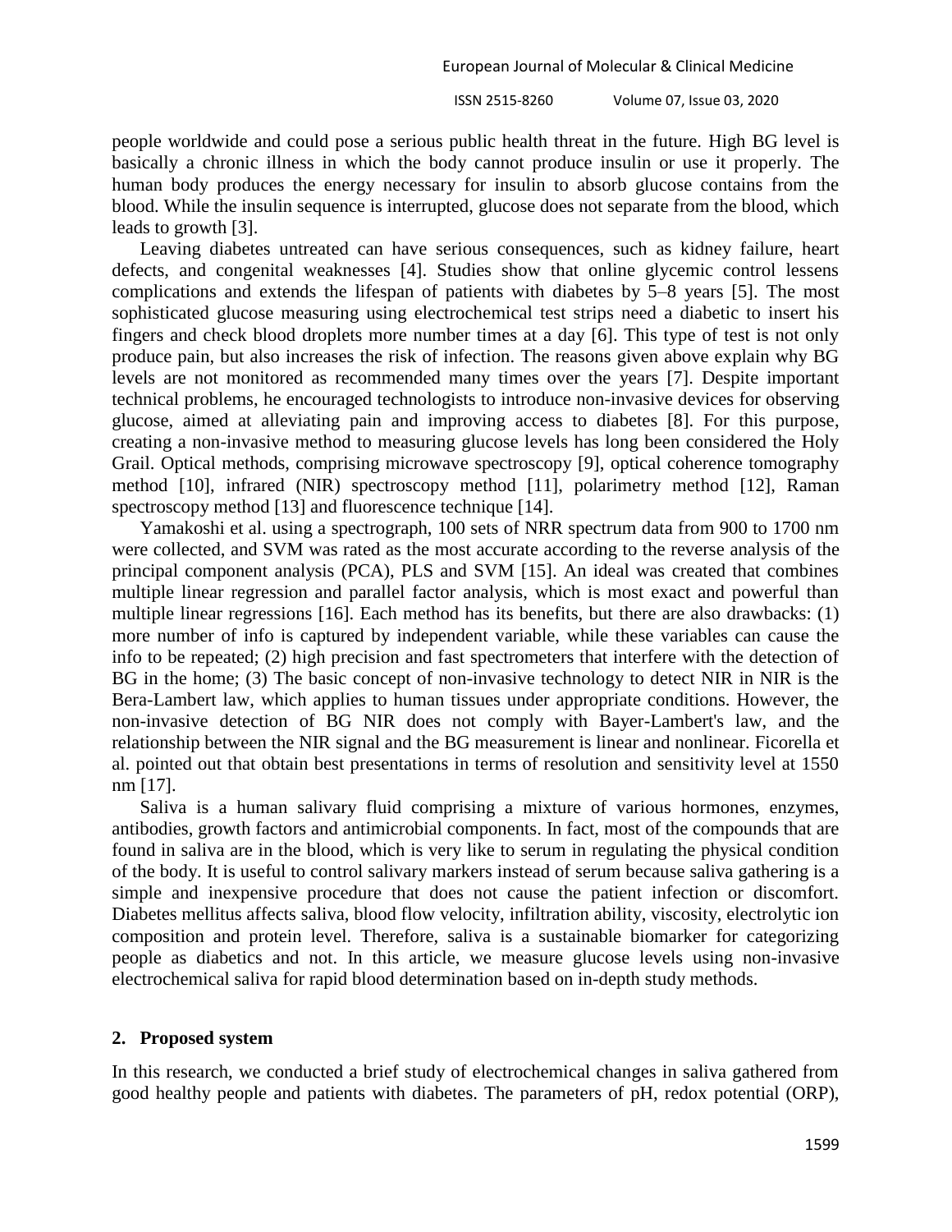people worldwide and could pose a serious public health threat in the future. High BG level is basically a chronic illness in which the body cannot produce insulin or use it properly. The human body produces the energy necessary for insulin to absorb glucose contains from the blood. While the insulin sequence is interrupted, glucose does not separate from the blood, which leads to growth [3].

Leaving diabetes untreated can have serious consequences, such as kidney failure, heart defects, and congenital weaknesses [4]. Studies show that online glycemic control lessens complications and extends the lifespan of patients with diabetes by 5–8 years [5]. The most sophisticated glucose measuring using electrochemical test strips need a diabetic to insert his fingers and check blood droplets more number times at a day [6]. This type of test is not only produce pain, but also increases the risk of infection. The reasons given above explain why BG levels are not monitored as recommended many times over the years [7]. Despite important technical problems, he encouraged technologists to introduce non-invasive devices for observing glucose, aimed at alleviating pain and improving access to diabetes [8]. For this purpose, creating a non-invasive method to measuring glucose levels has long been considered the Holy Grail. Optical methods, comprising microwave spectroscopy [9], optical coherence tomography method [10], infrared (NIR) spectroscopy method [11], polarimetry method [12], Raman spectroscopy method [13] and fluorescence technique [14].

Yamakoshi et al. using a spectrograph, 100 sets of NRR spectrum data from 900 to 1700 nm were collected, and SVM was rated as the most accurate according to the reverse analysis of the principal component analysis (PCA), PLS and SVM [15]. An ideal was created that combines multiple linear regression and parallel factor analysis, which is most exact and powerful than multiple linear regressions [16]. Each method has its benefits, but there are also drawbacks: (1) more number of info is captured by independent variable, while these variables can cause the info to be repeated; (2) high precision and fast spectrometers that interfere with the detection of BG in the home; (3) The basic concept of non-invasive technology to detect NIR in NIR is the Bera-Lambert law, which applies to human tissues under appropriate conditions. However, the non-invasive detection of BG NIR does not comply with Bayer-Lambert's law, and the relationship between the NIR signal and the BG measurement is linear and nonlinear. Ficorella et al. pointed out that obtain best presentations in terms of resolution and sensitivity level at 1550 nm [17].

Saliva is a human salivary fluid comprising a mixture of various hormones, enzymes, antibodies, growth factors and antimicrobial components. In fact, most of the compounds that are found in saliva are in the blood, which is very like to serum in regulating the physical condition of the body. It is useful to control salivary markers instead of serum because saliva gathering is a simple and inexpensive procedure that does not cause the patient infection or discomfort. Diabetes mellitus affects saliva, blood flow velocity, infiltration ability, viscosity, electrolytic ion composition and protein level. Therefore, saliva is a sustainable biomarker for categorizing people as diabetics and not. In this article, we measure glucose levels using non-invasive electrochemical saliva for rapid blood determination based on in-depth study methods.

## 2. Proposed system

In this research, we conducted a brief study of electrochemical changes in saliva gathered from good healthy people and patients with diabetes. The parameters of pH, redox potential (ORP),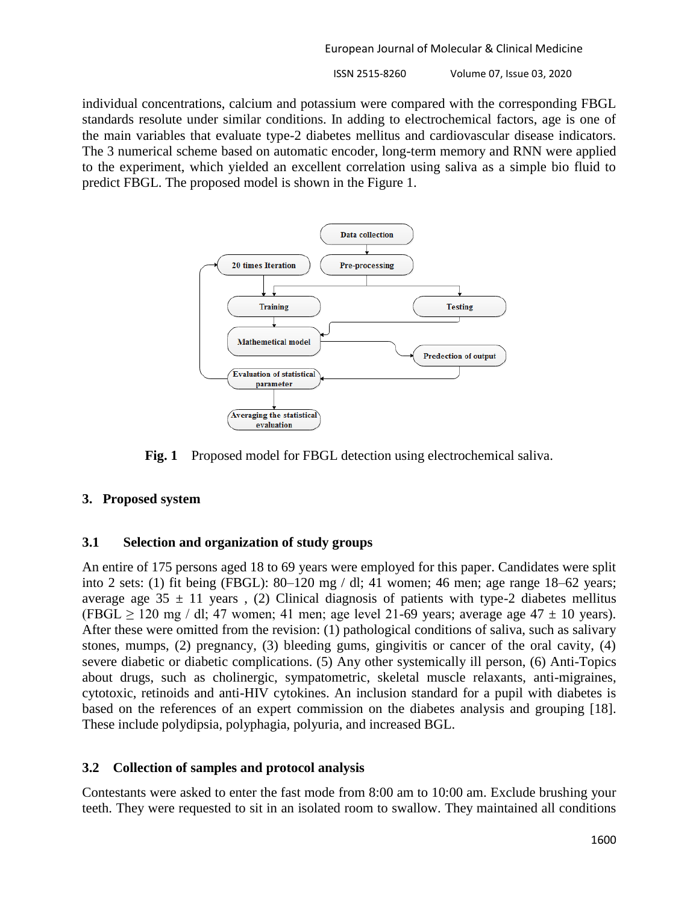individual concentrations, calcium and potassium were compared with the corresponding FBGL standards resolute under similar conditions. In adding to electrochemical factors, age is one of the main variables that evaluate type-2 diabetes mellitus and cardiovascular disease indicators. The 3 numerical scheme based on automatic encoder, long-term memory and RNN were applied to the experiment, which yielded an excellent correlation using saliva as a simple bio fluid to predict FBGL. The proposed model is shown in the Figure 1.

**Fig. 1** Proposed model for FBGL detection using electrochemical saliva.

## 3. Proposed system

### 3.1 Selection and organization of study groups

An entire of 175 persons aged 18 to 69 years were employed for this paper. Candidates were split into 2 sets: (1) fit being (FBGL): 80–120 mg / dl; 41 women; 46 men; age range 18–62 years; average age 35 ± 11 years , (2) Clinical diagnosis of patients with type-2 diabetes mellitus (FBGL ≥ 120 mg / dl; 47 women; 41 men; age level 21-69 years; average age 47 ± 10 years). After these were omitted from the revision: (1) pathological conditions of saliva, such as salivary stones, mumps, (2) pregnancy, (3) bleeding gums, gingivitis or cancer of the oral cavity, (4) severe diabetic or diabetic complications. (5) Any other systemically ill person, (6) Anti-Topics about drugs, such as cholinergic, sympatometric, skeletal muscle relaxants, anti-migraines, cytotoxic, retinoids and anti-HIV cytokines. An inclusion standard for a pupil with diabetes is based on the references of an expert commission on the diabetes analysis and grouping [18]. These include polydipsia, polyphagia, polyuria, and increased BGL.

### 3.2 Collection of samples and protocol analysis

Contestants were asked to enter the fast mode from 8:00 am to 10:00 am. Exclude brushing your teeth. They were requested to sit in an isolated room to swallow. They maintained all conditions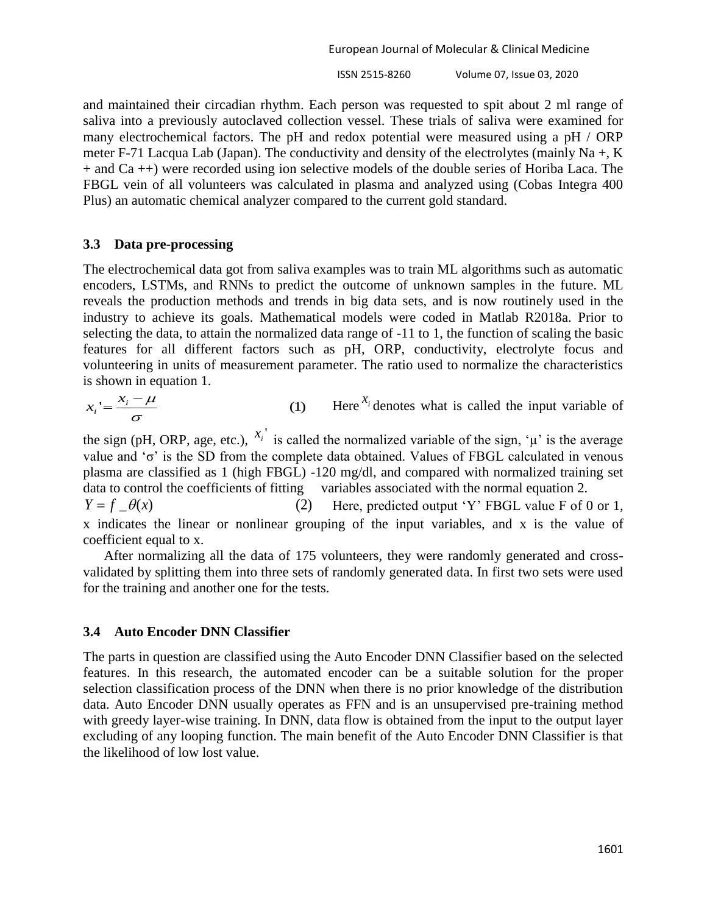and maintained their circadian rhythm. Each person was requested to spit about 2 ml range of saliva into a previously autoclaved collection vessel. These trials of saliva were examined for many electrochemical factors. The pH and redox potential were measured using a pH / ORP meter F-71 Lacqua Lab (Japan). The conductivity and density of the electrolytes (mainly Na +, K + and Ca ++) were recorded using ion selective models of the double series of Horiba Laca. The FBGL vein of all volunteers was calculated in plasma and analyzed using (Cobas Integra 400 Plus) an automatic chemical analyzer compared to the current gold standard.

### 3.3 Data pre-processing

The electrochemical data got from saliva examples was to train ML algorithms such as automatic encoders, LSTMs, and RNNs to predict the outcome of unknown samples in the future. ML reveals the production methods and trends in big data sets, and is now routinely used in the industry to achieve its goals. Mathematical models were coded in Matlab R2018a. Prior to selecting the data, to attain the normalized data range of -11 to 1, the function of scaling the basic features for all different factors such as pH, ORP, conductivity, electrolyte focus and volunteering in units of measurement parameter. The ratio used to normalize the characteristics is shown in equation 1.

$$x_i' = \frac{x_i - \mu}{\sigma} \quad (1)$$

Here $x_i$ denotes what is called the input variable of the sign (pH, ORP, age, etc.), $x_i'$ is called the normalized variable of the sign, 'μ' is the average value and 'σ' is the SD from the complete data obtained. Values of FBGL calculated in venous plasma are classified as 1 (high FBGL) -120 mg/dl, and compared with normalized training set data to control the coefficients of fitting variables associated with the normal equation 2.

$$Y = f\_\theta(x) \quad (2)$$

Here, predicted output 'Y' FBGL value F of 0 or 1, x indicates the linear or nonlinear grouping of the input variables, and x is the value of coefficient equal to x.

After normalizing all the data of 175 volunteers, they were randomly generated and cross-validated by splitting them into three sets of randomly generated data. In first two sets were used for the training and another one for the tests.

### 3.4 Auto Encoder DNN Classifier

The parts in question are classified using the Auto Encoder DNN Classifier based on the selected features. In this research, the automated encoder can be a suitable solution for the proper selection classification process of the DNN when there is no prior knowledge of the distribution data. Auto Encoder DNN usually operates as FFN and is an unsupervised pre-training method with greedy layer-wise training. In DNN, data flow is obtained from the input to the output layer excluding of any looping function. The main benefit of the Auto Encoder DNN Classifier is that the likelihood of low lost value.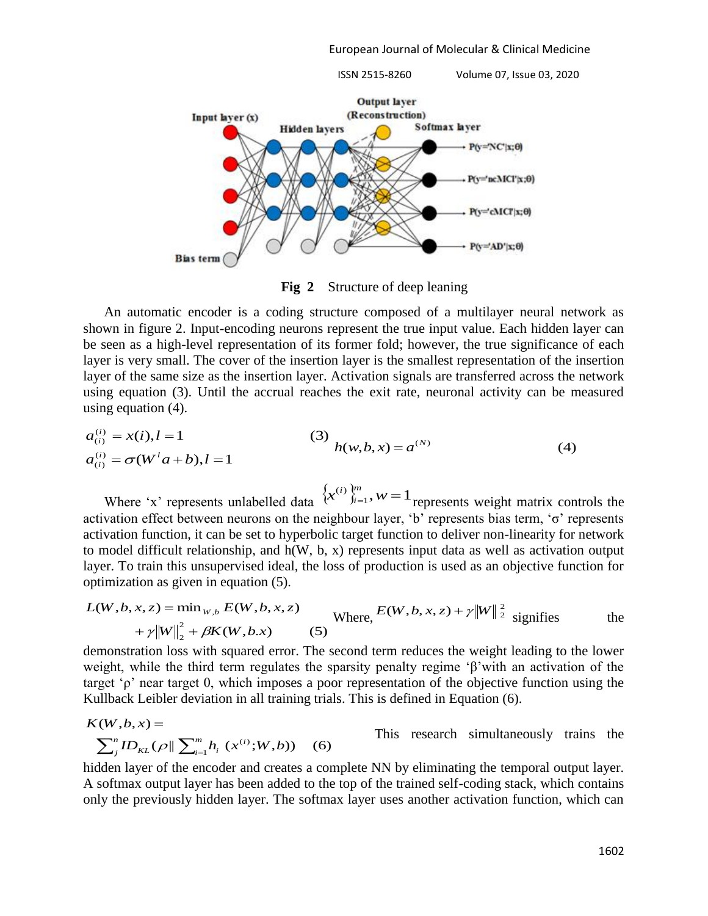**Fig 2** Structure of deep leaning

An automatic encoder is a coding structure composed of a multilayer neural network as shown in figure 2. Input-encoding neurons represent the true input value. Each hidden layer can be seen as a high-level representation of its former fold; however, the true significance of each layer is very small. The cover of the insertion layer is the smallest representation of the insertion layer of the same size as the insertion layer. Activation signals are transferred across the network using equation (3). Until the accrual reaches the exit rate, neuronal activity can be measured using equation (4).

$$a_{(i)}^{(i)} = x(i), l = 1$$
$$a_{(i)}^{(i)} = \sigma(W^l a + b), l = 1 \tag{3}$$

$$h(w,b,x) = a^{(N)} \tag{4}$$

Where 'x' represents unlabelled data $\{x^{(i)}\}_{i=1}^{m}, w = 1$ represents weight matrix controls the activation effect between neurons on the neighbour layer, 'b' represents bias term, 'σ' represents activation function, it can be set to hyperbolic target function to deliver non-linearity for network to model difficult relationship, and h(W, b, x) represents input data as well as activation output layer. To train this unsupervised ideal, the loss of production is used as an objective function for optimization as given in equation (5).

$$L(W,b,x,z) = \min_{w,b} E(W,b,x,z) + \gamma\|W\|_2^2 + \beta K(W,b.x) \tag{5}$$

Where, $E(W,b,x,z) + \gamma\|W\|_2^2$ signifies the demonstration loss with squared error. The second term reduces the weight leading to the lower weight, while the third term regulates the sparsity penalty regime 'β'with an activation of the target 'ρ' near target 0, which imposes a poor representation of the objective function using the Kullback Leibler deviation in all training trials. This is defined in Equation (6).

$$K(W,b,x) = \sum_j^n ID_{KL}(\rho \| \sum_{i=1}^m h_i\ (x^{(i)};W,b)) \tag{6}$$

This research simultaneously trains the hidden layer of the encoder and creates a complete NN by eliminating the temporal output layer. A softmax output layer has been added to the top of the trained self-coding stack, which contains only the previously hidden layer. The softmax layer uses another activation function, which can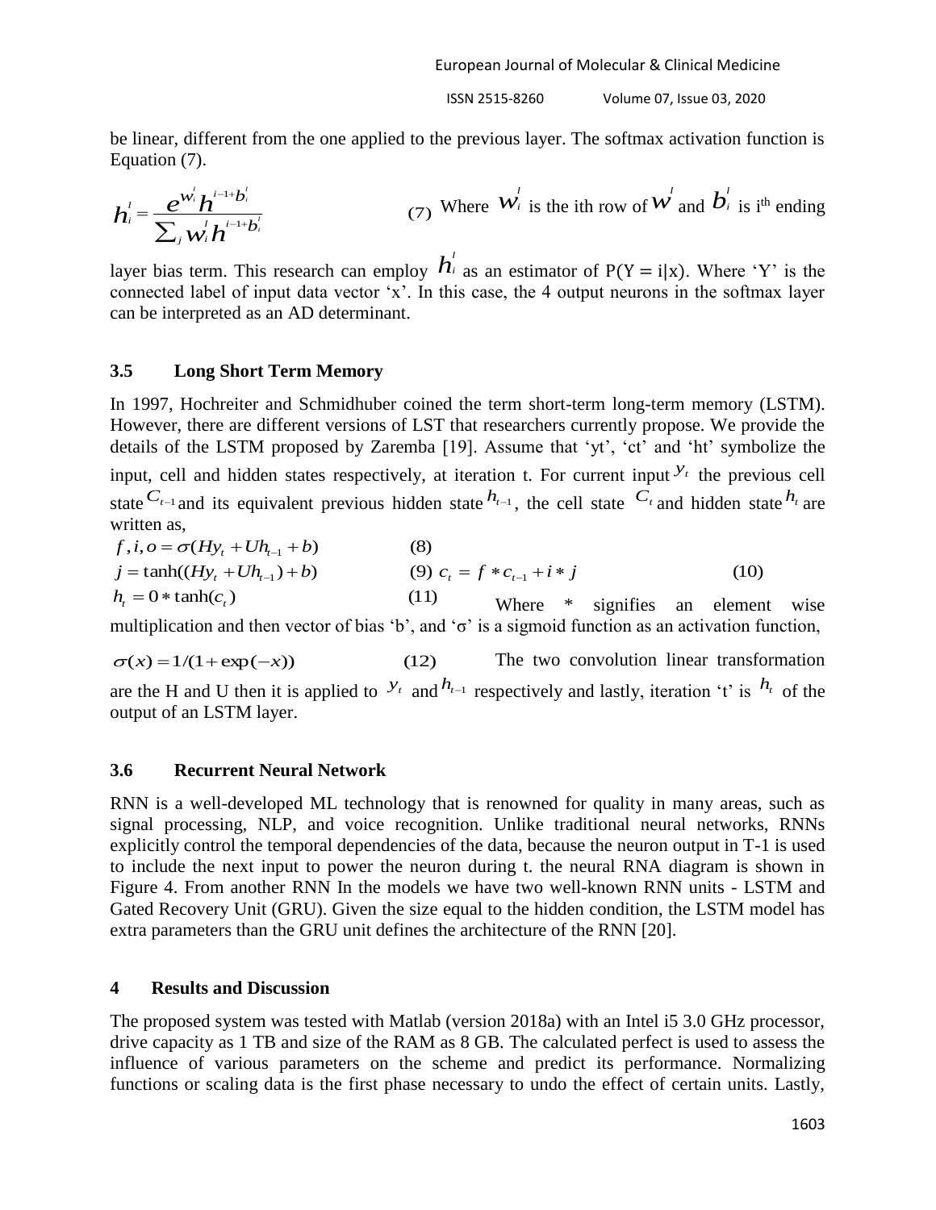be linear, different from the one applied to the previous layer. The softmax activation function is Equation (7).

$$h_i^l = \frac{e^{w_i^l h^{i-1+b_i^l}}}{\sum_j w_i^l h^{i-1+b_i^l}} \quad (7)$$

Where $w_i^l$ is the ith row of $w^l$ and $b_i^l$ is i[th] ending layer bias term. This research can employ $h_i^l$ as an estimator of P(Y = i|x). Where 'Y' is the connected label of input data vector 'x'. In this case, the 4 output neurons in the softmax layer can be interpreted as an AD determinant.

### 3.5 Long Short Term Memory

In 1997, Hochreiter and Schmidhuber coined the term short-term long-term memory (LSTM). However, there are different versions of LST that researchers currently propose. We provide the details of the LSTM proposed by Zaremba [19]. Assume that 'yt', 'ct' and 'ht' symbolize the input, cell and hidden states respectively, at iteration t. For current input $y_t$ the previous cell state $C_{t-1}$ and its equivalent previous hidden state $h_{t-1}$, the cell state $C_t$ and hidden state $h_t$ are written as,

$$f, i, o = \sigma(Hy_t + Uh_{t-1} + b) \quad (8)$$

$$j = \tanh((Hy_t + Uh_{t-1}) + b) \quad (9)$$

$$c_t = f * c_{t-1} + i * j \quad (10)$$

$$h_t = 0 * \tanh(c_t) \quad (11)$$

Where * signifies an element wise multiplication and then vector of bias 'b', and 'σ' is a sigmoid function as an activation function,

$$\sigma(x) = 1/(1 + \exp(-x)) \quad (12)$$

The two convolution linear transformation are the H and U then it is applied to $y_t$ and $h_{t-1}$ respectively and lastly, iteration 't' is $h_t$ of the output of an LSTM layer.

### 3.6 Recurrent Neural Network

RNN is a well-developed ML technology that is renowned for quality in many areas, such as signal processing, NLP, and voice recognition. Unlike traditional neural networks, RNNs explicitly control the temporal dependencies of the data, because the neuron output in T-1 is used to include the next input to power the neuron during t. the neural RNA diagram is shown in Figure 4. From another RNN In the models we have two well-known RNN units - LSTM and Gated Recovery Unit (GRU). Given the size equal to the hidden condition, the LSTM model has extra parameters than the GRU unit defines the architecture of the RNN [20].

## 4 Results and Discussion

The proposed system was tested with Matlab (version 2018a) with an Intel i5 3.0 GHz processor, drive capacity as 1 TB and size of the RAM as 8 GB. The calculated perfect is used to assess the influence of various parameters on the scheme and predict its performance. Normalizing functions or scaling data is the first phase necessary to undo the effect of certain units. Lastly,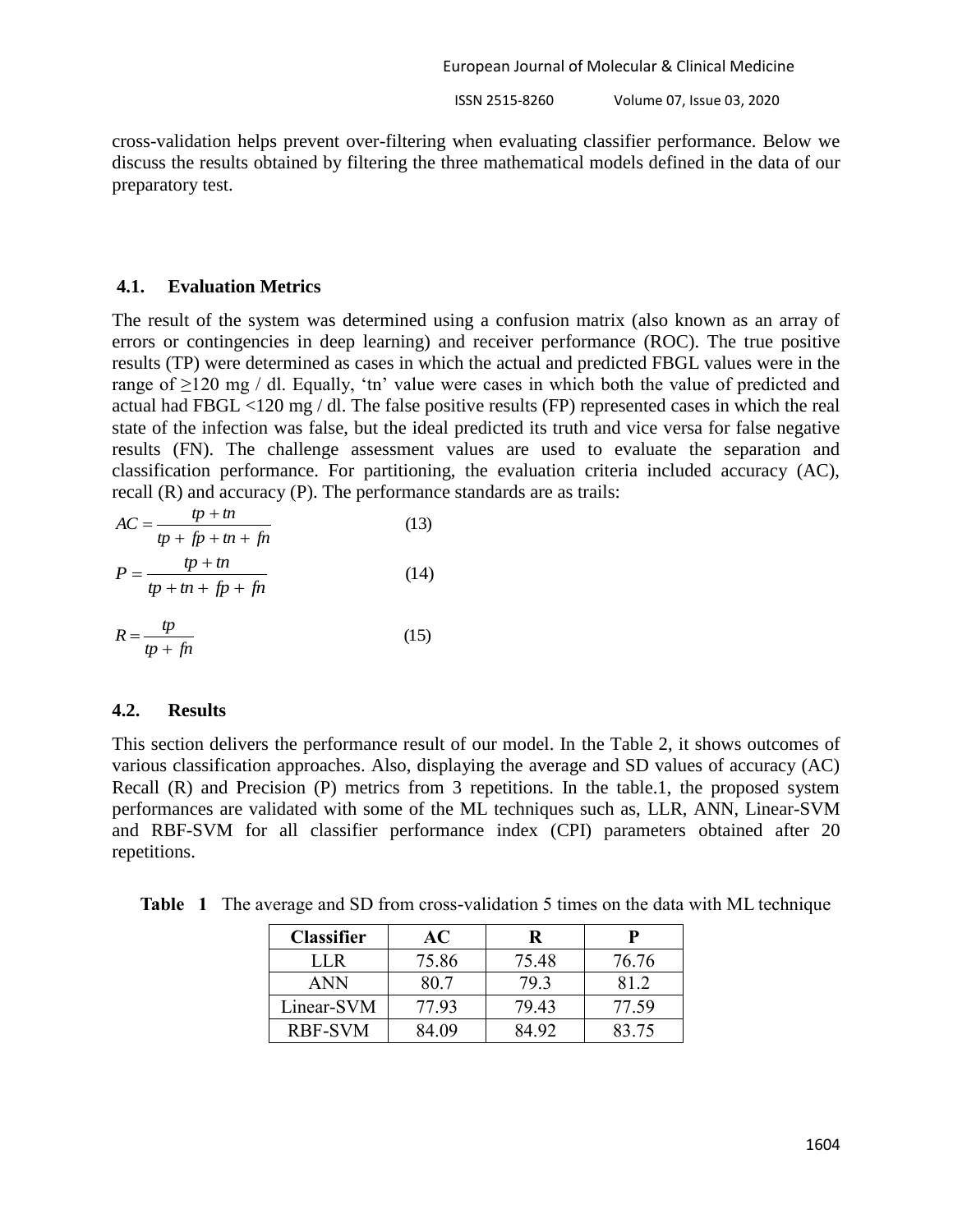cross-validation helps prevent over-filtering when evaluating classifier performance. Below we discuss the results obtained by filtering the three mathematical models defined in the data of our preparatory test.

### 4.1. Evaluation Metrics

The result of the system was determined using a confusion matrix (also known as an array of errors or contingencies in deep learning) and receiver performance (ROC). The true positive results (TP) were determined as cases in which the actual and predicted FBGL values were in the range of ≥120 mg / dl. Equally, 'tn' value were cases in which both the value of predicted and actual had FBGL <120 mg / dl. The false positive results (FP) represented cases in which the real state of the infection was false, but the ideal predicted its truth and vice versa for false negative results (FN). The challenge assessment values are used to evaluate the separation and classification performance. For partitioning, the evaluation criteria included accuracy (AC), recall (R) and accuracy (P). The performance standards are as trails:

$$AC = \frac{tp + tn}{tp + fp + tn + fn} \tag{13}$$

$$P = \frac{tp + tn}{tp + tn + fp + fn} \tag{14}$$

$$R = \frac{tp}{tp + fn} \tag{15}$$

### 4.2. Results

This section delivers the performance result of our model. In the Table 2, it shows outcomes of various classification approaches. Also, displaying the average and SD values of accuracy (AC) Recall (R) and Precision (P) metrics from 3 repetitions. In the table.1, the proposed system performances are validated with some of the ML techniques such as, LLR, ANN, Linear-SVM and RBF-SVM for all classifier performance index (CPI) parameters obtained after 20 repetitions.

**Table 1** The average and SD from cross-validation 5 times on the data with ML technique

| Classifier | AC | R | P |
|---|---|---|---|
| LLR | 75.86 | 75.48 | 76.76 |
| ANN | 80.7 | 79.3 | 81.2 |
| Linear-SVM | 77.93 | 79.43 | 77.59 |
| RBF-SVM | 84.09 | 84.92 | 83.75 |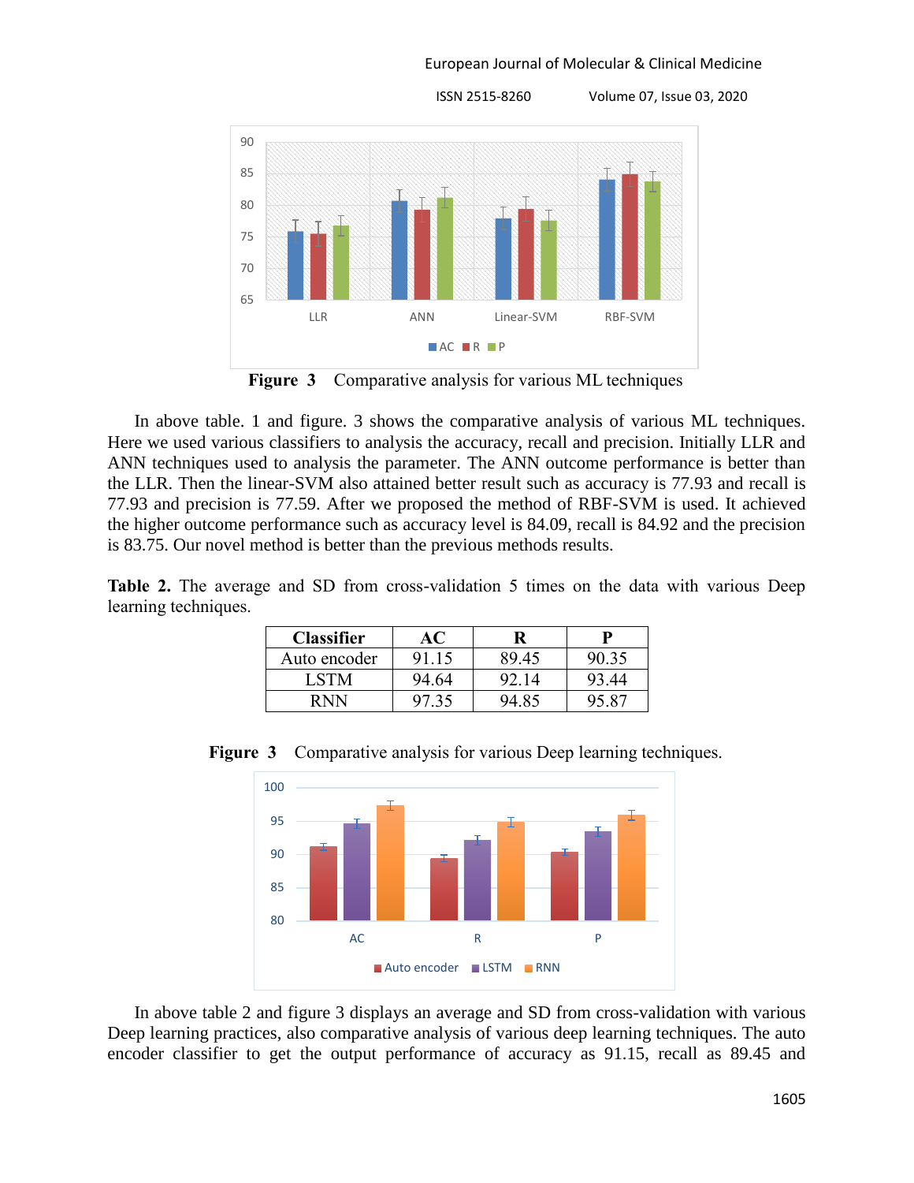**Figure 3** Comparative analysis for various ML techniques

In above table. 1 and figure. 3 shows the comparative analysis of various ML techniques. Here we used various classifiers to analysis the accuracy, recall and precision. Initially LLR and ANN techniques used to analysis the parameter. The ANN outcome performance is better than the LLR. Then the linear-SVM also attained better result such as accuracy is 77.93 and recall is 77.93 and precision is 77.59. After we proposed the method of RBF-SVM is used. It achieved the higher outcome performance such as accuracy level is 84.09, recall is 84.92 and the precision is 83.75. Our novel method is better than the previous methods results.

**Table 2.** The average and SD from cross-validation 5 times on the data with various Deep learning techniques.

| Classifier | AC | R | P |
|---|---|---|---|
| Auto encoder | 91.15 | 89.45 | 90.35 |
| LSTM | 94.64 | 92.14 | 93.44 |
| RNN | 97.35 | 94.85 | 95.87 |

**Figure 3** Comparative analysis for various Deep learning techniques.

In above table 2 and figure 3 displays an average and SD from cross-validation with various Deep learning practices, also comparative analysis of various deep learning techniques. The auto encoder classifier to get the output performance of accuracy as 91.15, recall as 89.45 and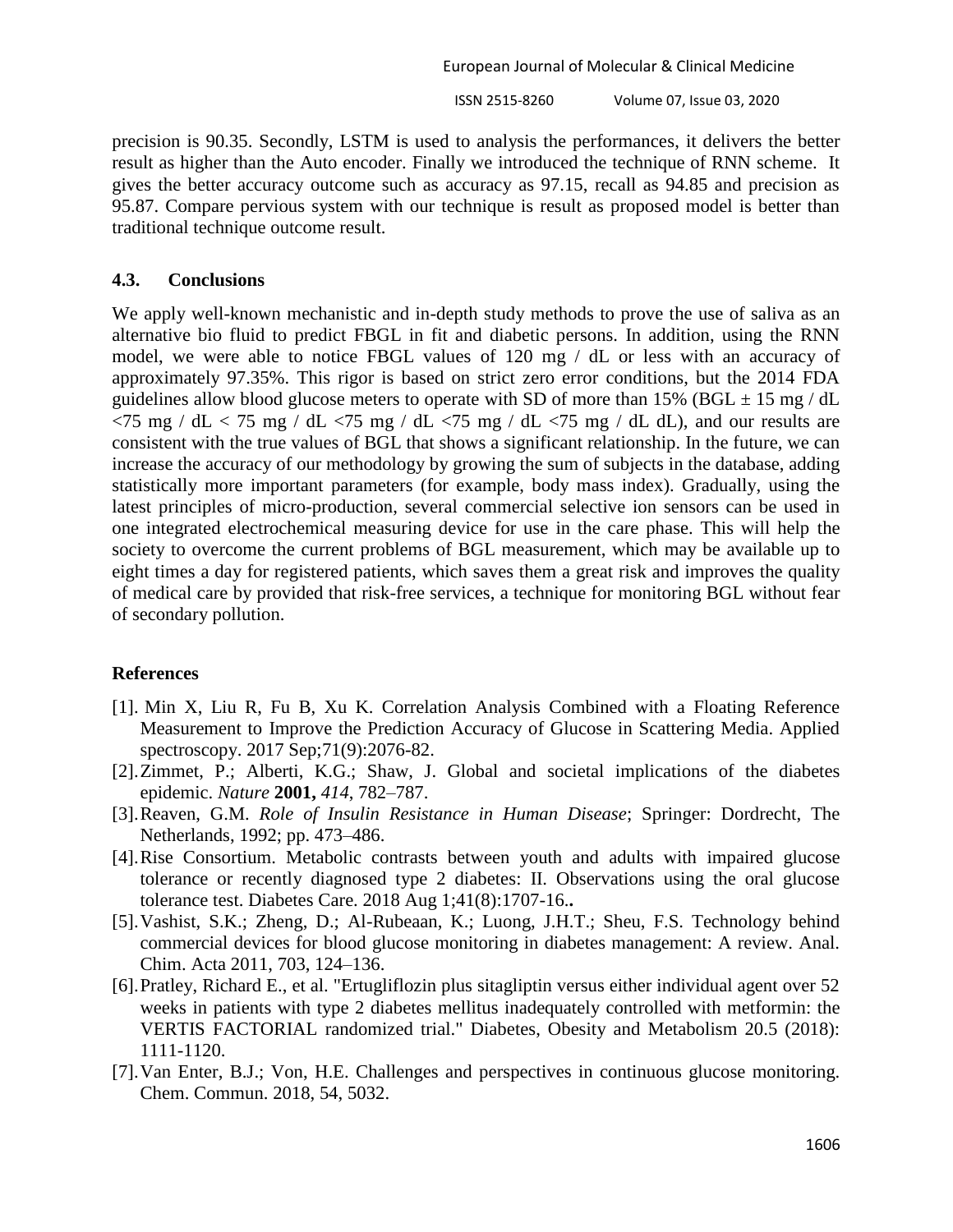precision is 90.35. Secondly, LSTM is used to analysis the performances, it delivers the better result as higher than the Auto encoder. Finally we introduced the technique of RNN scheme. It gives the better accuracy outcome such as accuracy as 97.15, recall as 94.85 and precision as 95.87. Compare pervious system with our technique is result as proposed model is better than traditional technique outcome result.

### 4.3. Conclusions

We apply well-known mechanistic and in-depth study methods to prove the use of saliva as an alternative bio fluid to predict FBGL in fit and diabetic persons. In addition, using the RNN model, we were able to notice FBGL values of 120 mg / dL or less with an accuracy of approximately 97.35%. This rigor is based on strict zero error conditions, but the 2014 FDA guidelines allow blood glucose meters to operate with SD of more than 15% (BGL ± 15 mg / dL <75 mg / dL < 75 mg / dL <75 mg / dL <75 mg / dL <75 mg / dL dL), and our results are consistent with the true values of BGL that shows a significant relationship. In the future, we can increase the accuracy of our methodology by growing the sum of subjects in the database, adding statistically more important parameters (for example, body mass index). Gradually, using the latest principles of micro-production, several commercial selective ion sensors can be used in one integrated electrochemical measuring device for use in the care phase. This will help the society to overcome the current problems of BGL measurement, which may be available up to eight times a day for registered patients, which saves them a great risk and improves the quality of medical care by provided that risk-free services, a technique for monitoring BGL without fear of secondary pollution.

### References

[1]. Min X, Liu R, Fu B, Xu K. Correlation Analysis Combined with a Floating Reference Measurement to Improve the Prediction Accuracy of Glucose in Scattering Media. Applied spectroscopy. 2017 Sep;71(9):2076-82.

[2]. Zimmet, P.; Alberti, K.G.; Shaw, J. Global and societal implications of the diabetes epidemic. *Nature* **2001,** *414*, 782–787.

[3]. Reaven, G.M. *Role of Insulin Resistance in Human Disease*; Springer: Dordrecht, The Netherlands, 1992; pp. 473–486.

[4]. Rise Consortium. Metabolic contrasts between youth and adults with impaired glucose tolerance or recently diagnosed type 2 diabetes: II. Observations using the oral glucose tolerance test. Diabetes Care. 2018 Aug 1;41(8):1707-16.**.**

[5]. Vashist, S.K.; Zheng, D.; Al-Rubeaan, K.; Luong, J.H.T.; Sheu, F.S. Technology behind commercial devices for blood glucose monitoring in diabetes management: A review. Anal. Chim. Acta 2011, 703, 124–136.

[6]. Pratley, Richard E., et al. "Ertugliflozin plus sitagliptin versus either individual agent over 52 weeks in patients with type 2 diabetes mellitus inadequately controlled with metformin: the VERTIS FACTORIAL randomized trial." Diabetes, Obesity and Metabolism 20.5 (2018): 1111-1120.

[7]. Van Enter, B.J.; Von, H.E. Challenges and perspectives in continuous glucose monitoring. Chem. Commun. 2018, 54, 5032.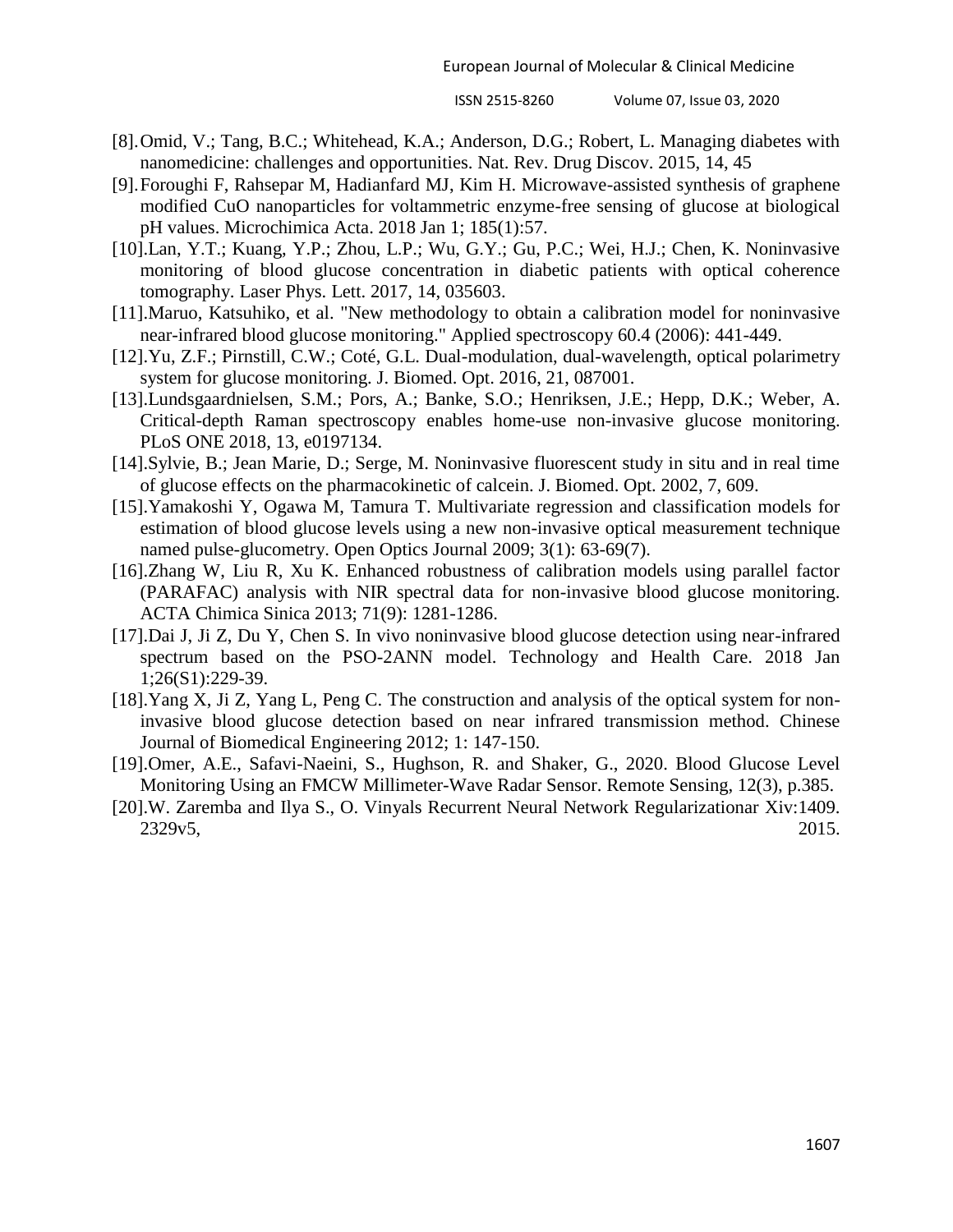[8]. Omid, V.; Tang, B.C.; Whitehead, K.A.; Anderson, D.G.; Robert, L. Managing diabetes with nanomedicine: challenges and opportunities. Nat. Rev. Drug Discov. 2015, 14, 45

[9]. Foroughi F, Rahsepar M, Hadianfard MJ, Kim H. Microwave-assisted synthesis of graphene modified CuO nanoparticles for voltammetric enzyme-free sensing of glucose at biological pH values. Microchimica Acta. 2018 Jan 1; 185(1):57.

[10]. Lan, Y.T.; Kuang, Y.P.; Zhou, L.P.; Wu, G.Y.; Gu, P.C.; Wei, H.J.; Chen, K. Noninvasive monitoring of blood glucose concentration in diabetic patients with optical coherence tomography. Laser Phys. Lett. 2017, 14, 035603.

[11]. Maruo, Katsuhiko, et al. "New methodology to obtain a calibration model for noninvasive near-infrared blood glucose monitoring." Applied spectroscopy 60.4 (2006): 441-449.

[12]. Yu, Z.F.; Pirnstill, C.W.; Coté, G.L. Dual-modulation, dual-wavelength, optical polarimetry system for glucose monitoring. J. Biomed. Opt. 2016, 21, 087001.

[13]. Lundsgaardnielsen, S.M.; Pors, A.; Banke, S.O.; Henriksen, J.E.; Hepp, D.K.; Weber, A. Critical-depth Raman spectroscopy enables home-use non-invasive glucose monitoring. PLoS ONE 2018, 13, e0197134.

[14]. Sylvie, B.; Jean Marie, D.; Serge, M. Noninvasive fluorescent study in situ and in real time of glucose effects on the pharmacokinetic of calcein. J. Biomed. Opt. 2002, 7, 609.

[15]. Yamakoshi Y, Ogawa M, Tamura T. Multivariate regression and classification models for estimation of blood glucose levels using a new non-invasive optical measurement technique named pulse-glucometry. Open Optics Journal 2009; 3(1): 63-69(7).

[16]. Zhang W, Liu R, Xu K. Enhanced robustness of calibration models using parallel factor (PARAFAC) analysis with NIR spectral data for non-invasive blood glucose monitoring. ACTA Chimica Sinica 2013; 71(9): 1281-1286.

[17]. Dai J, Ji Z, Du Y, Chen S. In vivo noninvasive blood glucose detection using near-infrared spectrum based on the PSO-2ANN model. Technology and Health Care. 2018 Jan 1;26(S1):229-39.

[18]. Yang X, Ji Z, Yang L, Peng C. The construction and analysis of the optical system for non-invasive blood glucose detection based on near infrared transmission method. Chinese Journal of Biomedical Engineering 2012; 1: 147-150.

[19]. Omer, A.E., Safavi-Naeini, S., Hughson, R. and Shaker, G., 2020. Blood Glucose Level Monitoring Using an FMCW Millimeter-Wave Radar Sensor. Remote Sensing, 12(3), p.385.

[20]. W. Zaremba and Ilya S., O. Vinyals Recurrent Neural Network Regularizationar Xiv:1409. 2329v5, 2015.